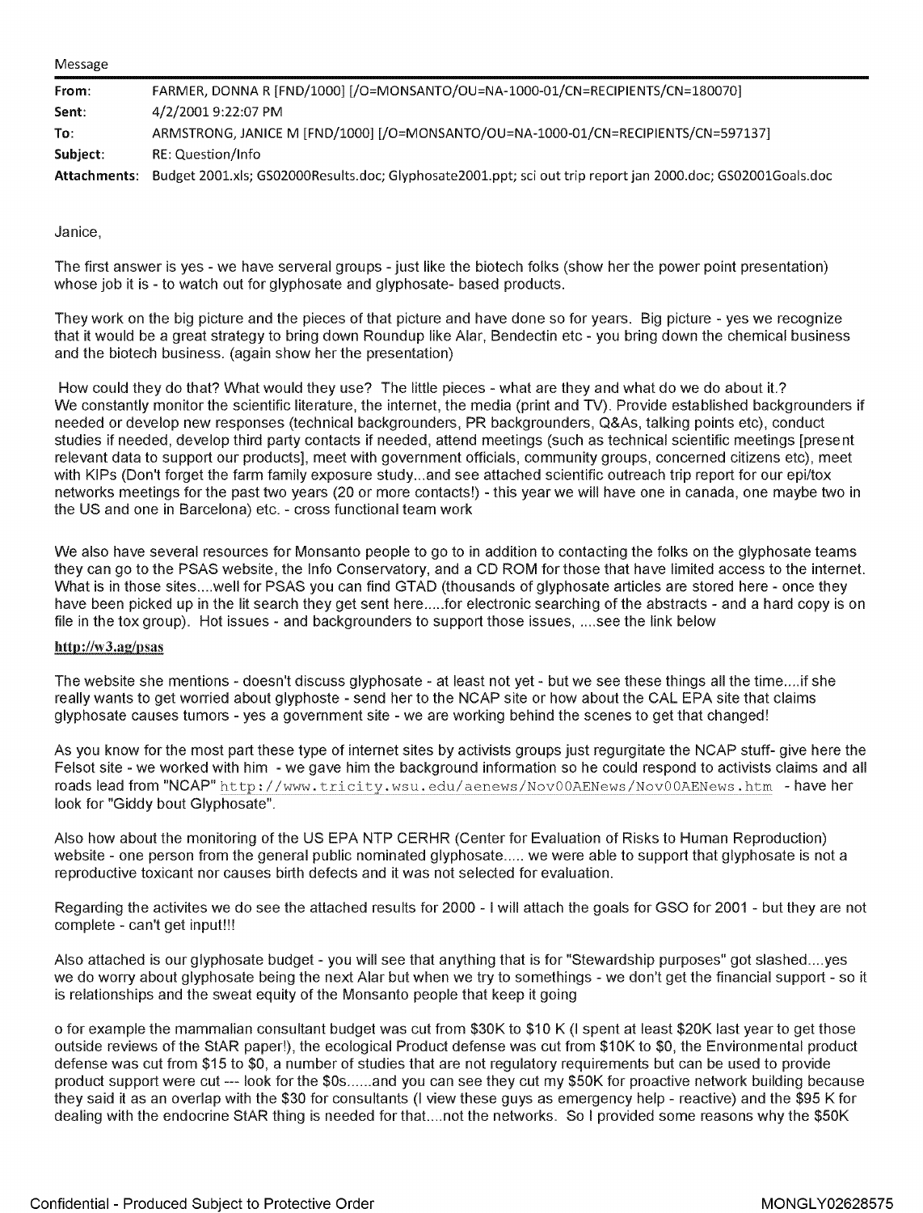Message

| | |
|---|---|
| **From:** | FARMER, DONNA R [FND/1000] [/O=MONSANTO/OU=NA-1000-01/CN=RECIPIENTS/CN=180070] |
| **Sent:** | 4/2/2001 9:22:07 PM |
| **To:** | ARMSTRONG, JANICE M [FND/1000] [/O=MONSANTO/OU=NA-1000-01/CN=RECIPIENTS/CN=597137] |
| **Subject:** | RE: Question/Info |
| **Attachments:** | Budget 2001.xls; GS02000Results.doc; Glyphosate2001.ppt; sci out trip report jan 2000.doc; GS02001Goals.doc |

Janice,

The first answer is yes - we have serveral groups - just like the biotech folks (show her the power point presentation) whose job it is - to watch out for glyphosate and glyphosate- based products.

They work on the big picture and the pieces of that picture and have done so for years. Big picture - yes we recognize that it would be a great strategy to bring down Roundup like Alar, Bendectin etc - you bring down the chemical business and the biotech business. (again show her the presentation)

How could they do that? What would they use? The little pieces - what are they and what do we do about it.?
We constantly monitor the scientific literature, the internet, the media (print and TV). Provide established backgrounders if needed or develop new responses (technical backgrounders, PR backgrounders, Q&As, talking points etc), conduct studies if needed, develop third party contacts if needed, attend meetings (such as technical scientific meetings [present relevant data to support our products], meet with government officials, community groups, concerned citizens etc), meet with KIPs (Don't forget the farm family exposure study...and see attached scientific outreach trip report for our epi/tox networks meetings for the past two years (20 or more contacts!) - this year we will have one in canada, one maybe two in the US and one in Barcelona) etc. - cross functional team work

We also have several resources for Monsanto people to go to in addition to contacting the folks on the glyphosate teams they can go to the PSAS website, the Info Conservatory, and a CD ROM for those that have limited access to the internet. What is in those sites....well for PSAS you can find GTAD (thousands of glyphosate articles are stored here - once they have been picked up in the lit search they get sent here.....for electronic searching of the abstracts - and a hard copy is on file in the tox group). Hot issues - and backgrounders to support those issues, ....see the link below

**http://w3.ag/psas**

The website she mentions - doesn't discuss glyphosate - at least not yet - but we see these things all the time....if she really wants to get worried about glyphoste - send her to the NCAP site or how about the CAL EPA site that claims glyphosate causes tumors - yes a government site - we are working behind the scenes to get that changed!

As you know for the most part these type of internet sites by activists groups just regurgitate the NCAP stuff- give here the Felsot site - we worked with him - we gave him the background information so he could respond to activists claims and all roads lead from "NCAP" `http://www.tricity.wsu.edu/aenews/Nov00AENews/Nov00AENews.htm` - have her look for "Giddy bout Glyphosate".

Also how about the monitoring of the US EPA NTP CERHR (Center for Evaluation of Risks to Human Reproduction) website - one person from the general public nominated glyphosate..... we were able to support that glyphosate is not a reproductive toxicant nor causes birth defects and it was not selected for evaluation.

Regarding the activites we do see the attached results for 2000 - I will attach the goals for GSO for 2001 - but they are not complete - can't get input!!!

Also attached is our glyphosate budget - you will see that anything that is for "Stewardship purposes" got slashed....yes we do worry about glyphosate being the next Alar but when we try to somethings - we don't get the financial support - so it is relationships and the sweat equity of the Monsanto people that keep it going

o for example the mammalian consultant budget was cut from $30K to $10 K (I spent at least $20K last year to get those outside reviews of the StAR paper!), the ecological Product defense was cut from $10K to $0, the Environmental product defense was cut from $15 to $0, a number of studies that are not regulatory requirements but can be used to provide product support were cut --- look for the $0s......and you can see they cut my $50K for proactive network building because they said it as an overlap with the $30 for consultants (I view these guys as emergency help - reactive) and the $95 K for dealing with the endocrine StAR thing is needed for that....not the networks. So I provided some reasons why the $50K

Confidential - Produced Subject to Protective Order MONGLY02628575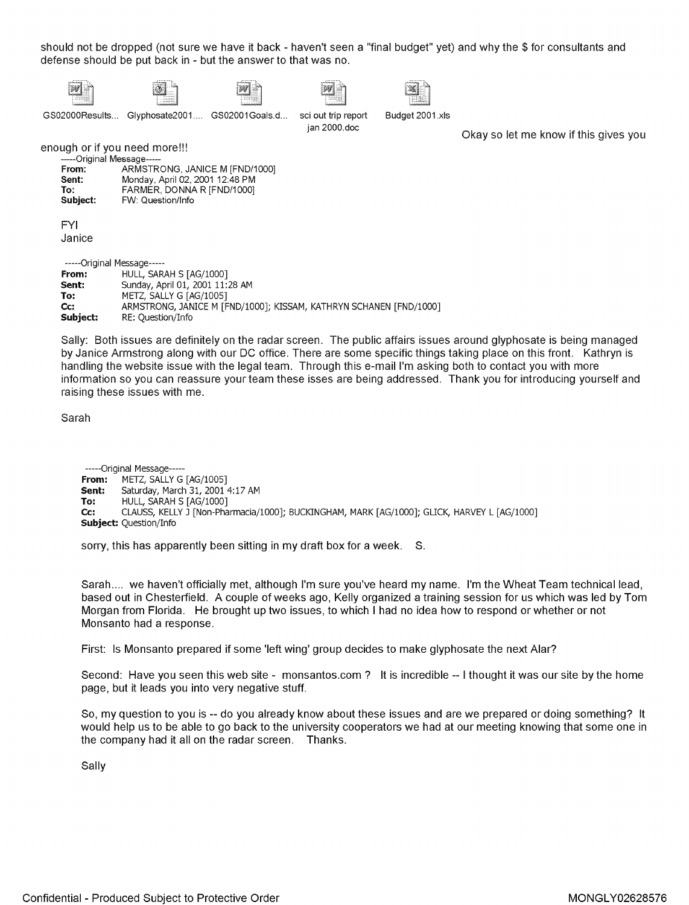should not be dropped (not sure we have it back - haven't seen a "final budget" yet) and why the $ for consultants and defense should be put back in - but the answer to that was no.

GS02000Results... Glyphosate2001.... GS02001Goals.d... sci out trip report jan 2000.doc Budget 2001.xls

Okay so let me know if this gives you enough or if you need more!!!

-----Original Message-----
**From:** ARMSTRONG, JANICE M [FND/1000]
**Sent:** Monday, April 02, 2001 12:48 PM
**To:** FARMER, DONNA R [FND/1000]
**Subject:** FW: Question/Info

FYI
Janice

-----Original Message-----
**From:** HULL, SARAH S [AG/1000]
**Sent:** Sunday, April 01, 2001 11:28 AM
**To:** METZ, SALLY G [AG/1005]
**Cc:** ARMSTRONG, JANICE M [FND/1000]; KISSAM, KATHRYN SCHANEN [FND/1000]
**Subject:** RE: Question/Info

Sally: Both issues are definitely on the radar screen. The public affairs issues around glyphosate is being managed by Janice Armstrong along with our DC office. There are some specific things taking place on this front. Kathryn is handling the website issue with the legal team. Through this e-mail I'm asking both to contact you with more information so you can reassure your team these isses are being addressed. Thank you for introducing yourself and raising these issues with me.

Sarah

-----Original Message-----
**From:** METZ, SALLY G [AG/1005]
**Sent:** Saturday, March 31, 2001 4:17 AM
**To:** HULL, SARAH S [AG/1000]
**Cc:** CLAUSS, KELLY J [Non-Pharmacia/1000]; BUCKINGHAM, MARK [AG/1000]; GLICK, HARVEY L [AG/1000]
**Subject:** Question/Info

sorry, this has apparently been sitting in my draft box for a week. S.

Sarah.... we haven't officially met, although I'm sure you've heard my name. I'm the Wheat Team technical lead, based out in Chesterfield. A couple of weeks ago, Kelly organized a training session for us which was led by Tom Morgan from Florida. He brought up two issues, to which I had no idea how to respond or whether or not Monsanto had a response.

First: Is Monsanto prepared if some 'left wing' group decides to make glyphosate the next Alar?

Second: Have you seen this web site - monsantos.com ? It is incredible -- I thought it was our site by the home page, but it leads you into very negative stuff.

So, my question to you is -- do you already know about these issues and are we prepared or doing something? It would help us to be able to go back to the university cooperators we had at our meeting knowing that some one in the company had it all on the radar screen. Thanks.

Sally

Confidential - Produced Subject to Protective Order MONGLY02628576